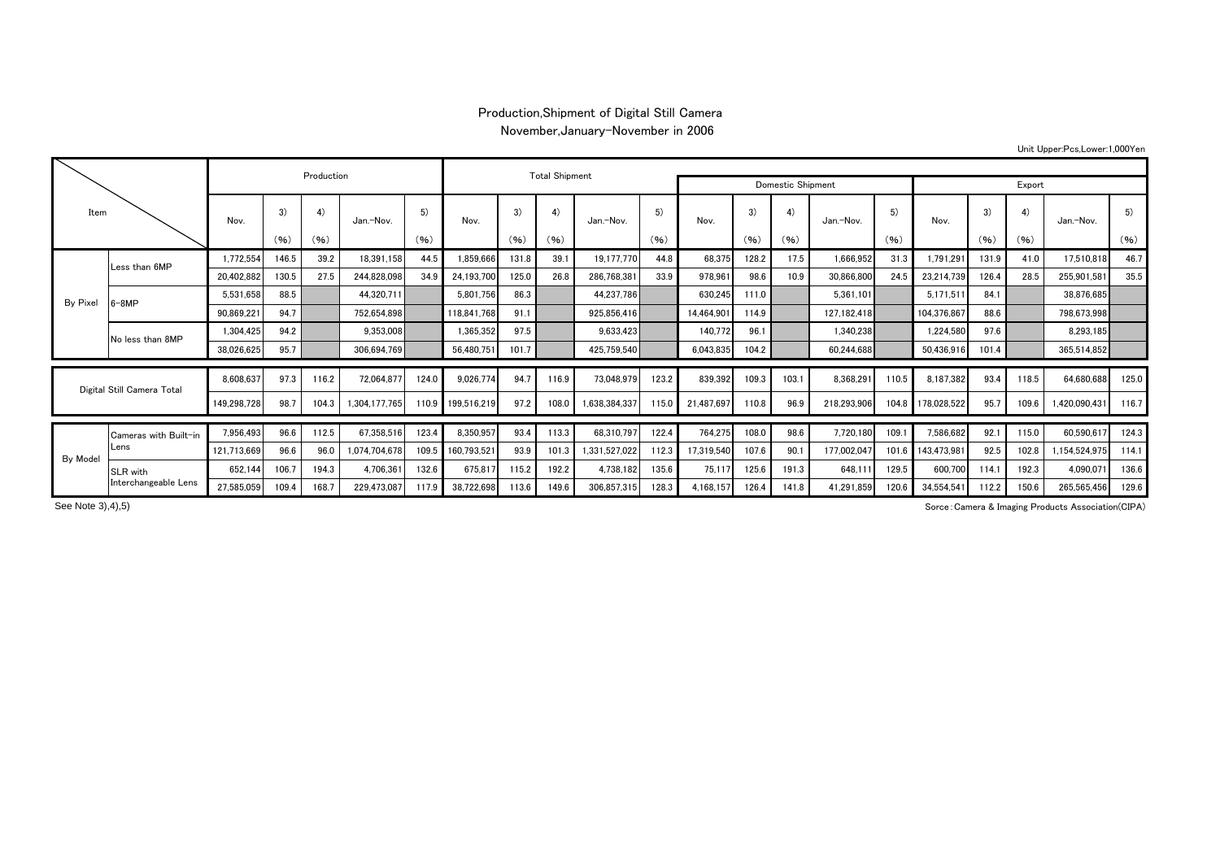# Production,Shipment of Digital Still Camera

November,January-November in 2006

Unit Upper:Pcs,Lower:1,000Yen

| Item | | Production | | | | | Total Shipment | | | | | Domestic Shipment | | | | | Export | | | | |
|---|---|---|---|---|---|---|---|---|---|---|---|---|---|---|---|---|---|---|---|---|---|
| | | Nov. | 3) (%) | 4) (%) | Jan.-Nov. | 5) (%) | Nov. | 3) (%) | 4) (%) | Jan.-Nov. | 5) (%) | Nov. | 3) (%) | 4) (%) | Jan.-Nov. | 5) (%) | Nov. | 3) (%) | 4) (%) | Jan.-Nov. | 5) (%) |
| By Pixel | Less than 6MP | 1,772,554 | 146.5 | 39.2 | 18,391,158 | 44.5 | 1,859,666 | 131.8 | 39.1 | 19,177,770 | 44.8 | 68,375 | 128.2 | 17.5 | 1,666,952 | 31.3 | 1,791,291 | 131.9 | 41.0 | 17,510,818 | 46.7 |
| | | 20,402,882 | 130.5 | 27.5 | 244,828,098 | 34.9 | 24,193,700 | 125.0 | 26.8 | 286,768,381 | 33.9 | 978,961 | 98.6 | 10.9 | 30,866,800 | 24.5 | 23,214,739 | 126.4 | 28.5 | 255,901,581 | 35.5 |
| | 6-8MP | 5,531,658 | 88.5 | | 44,320,711 | | 5,801,756 | 86.3 | | 44,237,786 | | 630,245 | 111.0 | | 5,361,101 | | 5,171,511 | 84.1 | | 38,876,685 | |
| | | 90,869,221 | 94.7 | | 752,654,898 | | 118,841,768 | 91.1 | | 925,856,416 | | 14,464,901 | 114.9 | | 127,182,418 | | 104,376,867 | 88.6 | | 798,673,998 | |
| | No less than 8MP | 1,304,425 | 94.2 | | 9,353,008 | | 1,365,352 | 97.5 | | 9,633,423 | | 140,772 | 96.1 | | 1,340,238 | | 1,224,580 | 97.6 | | 8,293,185 | |
| | | 38,026,625 | 95.7 | | 306,694,769 | | 56,480,751 | 101.7 | | 425,759,540 | | 6,043,835 | 104.2 | | 60,244,688 | | 50,436,916 | 101.4 | | 365,514,852 | |
| Digital Still Camera Total | | 8,608,637 | 97.3 | 116.2 | 72,064,877 | 124.0 | 9,026,774 | 94.7 | 116.9 | 73,048,979 | 123.2 | 839,392 | 109.3 | 103.1 | 8,368,291 | 110.5 | 8,187,382 | 93.4 | 118.5 | 64,680,688 | 125.0 |
| | | 149,298,728 | 98.7 | 104.3 | 1,304,177,765 | 110.9 | 199,516,219 | 97.2 | 108.0 | 1,638,384,337 | 115.0 | 21,487,697 | 110.8 | 96.9 | 218,293,906 | 104.8 | 178,028,522 | 95.7 | 109.6 | 1,420,090,431 | 116.7 |
| By Model | Cameras with Built-in Lens | 7,956,493 | 96.6 | 112.5 | 67,358,516 | 123.4 | 8,350,957 | 93.4 | 113.3 | 68,310,797 | 122.4 | 764,275 | 108.0 | 98.6 | 7,720,180 | 109.1 | 7,586,682 | 92.1 | 115.0 | 60,590,617 | 124.3 |
| | | 121,713,669 | 96.6 | 96.0 | 1,074,704,678 | 109.5 | 160,793,521 | 93.9 | 101.3 | 1,331,527,022 | 112.3 | 17,319,540 | 107.6 | 90.1 | 177,002,047 | 101.6 | 143,473,981 | 92.5 | 102.8 | 1,154,524,975 | 114.1 |
| | SLR with Interchangeable Lens | 652,144 | 106.7 | 194.3 | 4,706,361 | 132.6 | 675,817 | 115.2 | 192.2 | 4,738,182 | 135.6 | 75,117 | 125.6 | 191.3 | 648,111 | 129.5 | 600,700 | 114.1 | 192.3 | 4,090,071 | 136.6 |
| | | 27,585,059 | 109.4 | 168.7 | 229,473,087 | 117.9 | 38,722,698 | 113.6 | 149.6 | 306,857,315 | 128.3 | 4,168,157 | 126.4 | 141.8 | 41,291,859 | 120.6 | 34,554,541 | 112.2 | 150.6 | 265,565,456 | 129.6 |

See Note 3),4),5)

Sorce:Camera & Imaging Products Association(CIPA)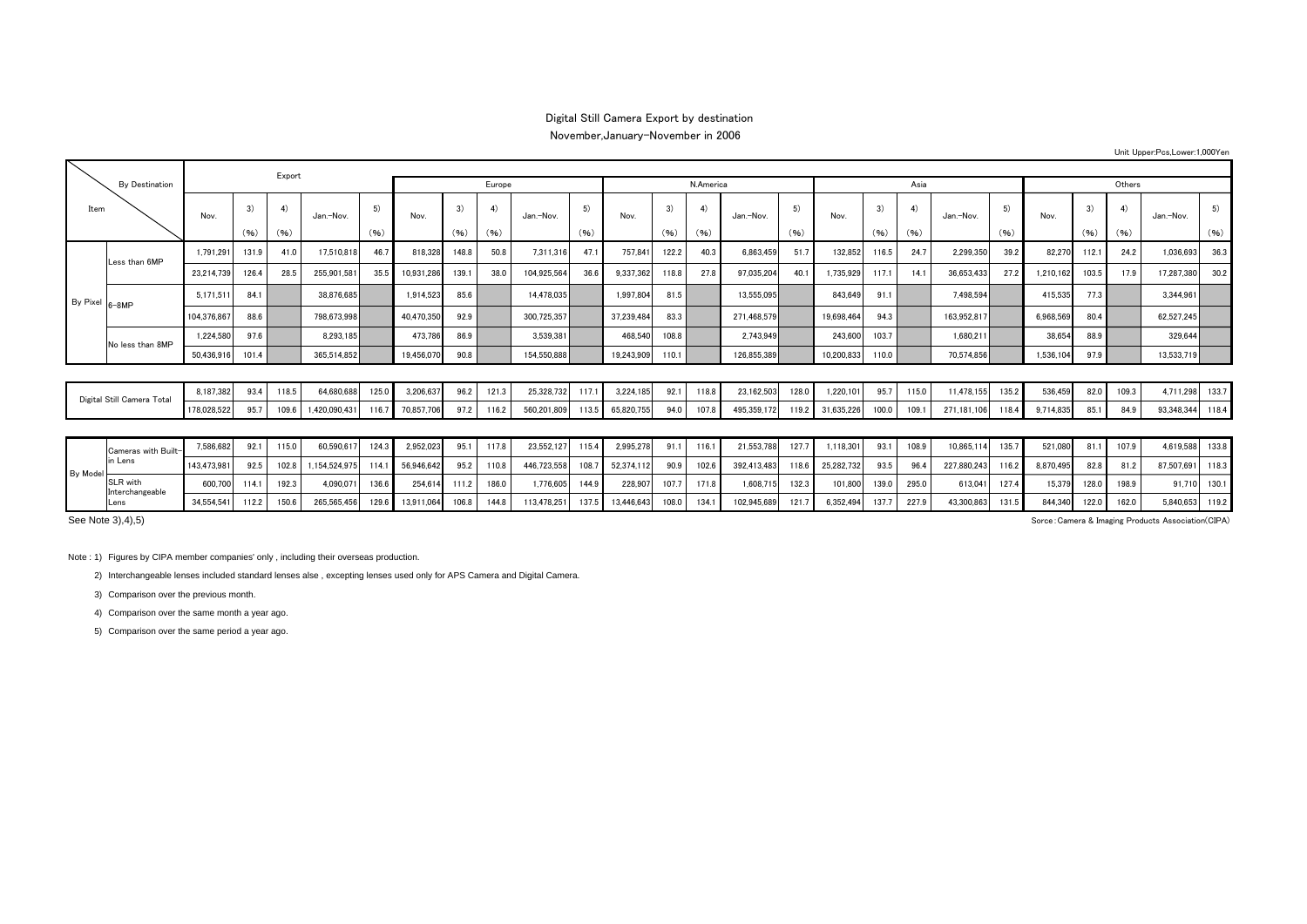# Digital Still Camera Export by destination

November,January-November in 2006

Unit Upper:Pcs,Lower:1,000Yen

| Item | By Destination | Export Nov. | 3) (%) | 4) (%) | Export Jan.-Nov. | 5) (%) | Europe Nov. | 3) (%) | 4) (%) | Europe Jan.-Nov. | 5) (%) | N.America Nov. | 3) (%) | 4) (%) | N.America Jan.-Nov. | 5) (%) | Asia Nov. | 3) (%) | 4) (%) | Asia Jan.-Nov. | 5) (%) | Others Nov. | 3) (%) | 4) (%) | Others Jan.-Nov. | 5) (%) |
|---|---|---|---|---|---|---|---|---|---|---|---|---|---|---|---|---|---|---|---|---|---|---|---|---|---|---|
| By Pixel | Less than 6MP | 1,791,291 | 131.9 | 41.0 | 17,510,818 | 46.7 | 818,328 | 148.8 | 50.8 | 7,311,316 | 47.1 | 757,841 | 122.2 | 40.3 | 6,863,459 | 51.7 | 132,852 | 116.5 | 24.7 | 2,299,350 | 39.2 | 82,270 | 112.1 | 24.2 | 1,036,693 | 36.3 |
| | | 23,214,739 | 126.4 | 28.5 | 255,901,581 | 35.5 | 10,931,286 | 139.1 | 38.0 | 104,925,564 | 36.6 | 9,337,362 | 118.8 | 27.8 | 97,035,204 | 40.1 | 1,735,929 | 117.1 | 14.1 | 36,653,433 | 27.2 | 1,210,162 | 103.5 | 17.9 | 17,287,380 | 30.2 |
| | 6-8MP | 5,171,511 | 84.1 | | 38,876,685 | | 1,914,523 | 85.6 | | 14,478,035 | | 1,997,804 | 81.5 | | 13,555,095 | | 843,649 | 91.1 | | 7,498,594 | | 415,535 | 77.3 | | 3,344,961 | |
| | | 104,376,867 | 88.6 | | 798,673,998 | | 40,470,350 | 92.9 | | 300,725,357 | | 37,239,484 | 83.3 | | 271,468,579 | | 19,698,464 | 94.3 | | 163,952,817 | | 6,968,569 | 80.4 | | 62,527,245 | |
| | No less than 8MP | 1,224,580 | 97.6 | | 8,293,185 | | 473,786 | 86.9 | | 3,539,381 | | 468,540 | 108.8 | | 2,743,949 | | 243,600 | 103.7 | | 1,680,211 | | 38,654 | 88.9 | | 329,644 | |
| | | 50,436,916 | 101.4 | | 365,514,852 | | 19,456,070 | 90.8 | | 154,550,888 | | 19,243,909 | 110.1 | | 126,855,389 | | 10,200,833 | 110.0 | | 70,574,856 | | 1,536,104 | 97.9 | | 13,533,719 | |
| Digital Still Camera Total | | 8,187,382 | 93.4 | 118.5 | 64,680,688 | 125.0 | 3,206,637 | 96.2 | 121.3 | 25,328,732 | 117.1 | 3,224,185 | 92.1 | 118.8 | 23,162,503 | 128.0 | 1,220,101 | 95.7 | 115.0 | 11,478,155 | 135.2 | 536,459 | 82.0 | 109.3 | 4,711,298 | 133.7 |
| | | 178,028,522 | 95.7 | 109.6 | 1,420,090,431 | 116.7 | 70,857,706 | 97.2 | 116.2 | 560,201,809 | 113.5 | 65,820,755 | 94.0 | 107.8 | 495,359,172 | 119.2 | 31,635,226 | 100.0 | 109.1 | 271,181,106 | 118.4 | 9,714,835 | 85.1 | 84.9 | 93,348,344 | 118.4 |
| By Model | Cameras with Built-in Lens | 7,586,682 | 92.1 | 115.0 | 60,590,617 | 124.3 | 2,952,023 | 95.1 | 117.8 | 23,552,127 | 115.4 | 2,995,278 | 91.1 | 116.1 | 21,553,788 | 127.7 | 1,118,301 | 93.1 | 108.9 | 10,865,114 | 135.7 | 521,080 | 81.1 | 107.9 | 4,619,588 | 133.8 |
| | | 143,473,981 | 92.5 | 102.8 | 1,154,524,975 | 114.1 | 56,946,642 | 95.2 | 110.8 | 446,723,558 | 108.7 | 52,374,112 | 90.9 | 102.6 | 392,413,483 | 118.6 | 25,282,732 | 93.5 | 96.4 | 227,880,243 | 116.2 | 8,870,495 | 82.8 | 81.2 | 87,507,691 | 118.3 |
| | SLR with Interchangeable Lens | 600,700 | 114.1 | 192.3 | 4,090,071 | 136.6 | 254,614 | 111.2 | 186.0 | 1,776,605 | 144.9 | 228,907 | 107.7 | 171.8 | 1,608,715 | 132.3 | 101,800 | 139.0 | 295.0 | 613,041 | 127.4 | 15,379 | 128.0 | 198.9 | 91,710 | 130.1 |
| | | 34,554,541 | 112.2 | 150.6 | 265,565,456 | 129.6 | 13,911,064 | 106.8 | 144.8 | 113,478,251 | 137.5 | 13,446,643 | 108.0 | 134.1 | 102,945,689 | 121.7 | 6,352,494 | 137.7 | 227.9 | 43,300,863 | 131.5 | 844,340 | 122.0 | 162.0 | 5,840,653 | 119.2 |

See Note 3),4),5)

Sorce:Camera & Imaging Products Association(CIPA)

Note : 1) Figures by CIPA member companies' only , including their overseas production.

2) Interchangeable lenses included standard lenses alse , excepting lenses used only for APS Camera and Digital Camera.

3) Comparison over the previous month.

4) Comparison over the same month a year ago.

5) Comparison over the same period a year ago.